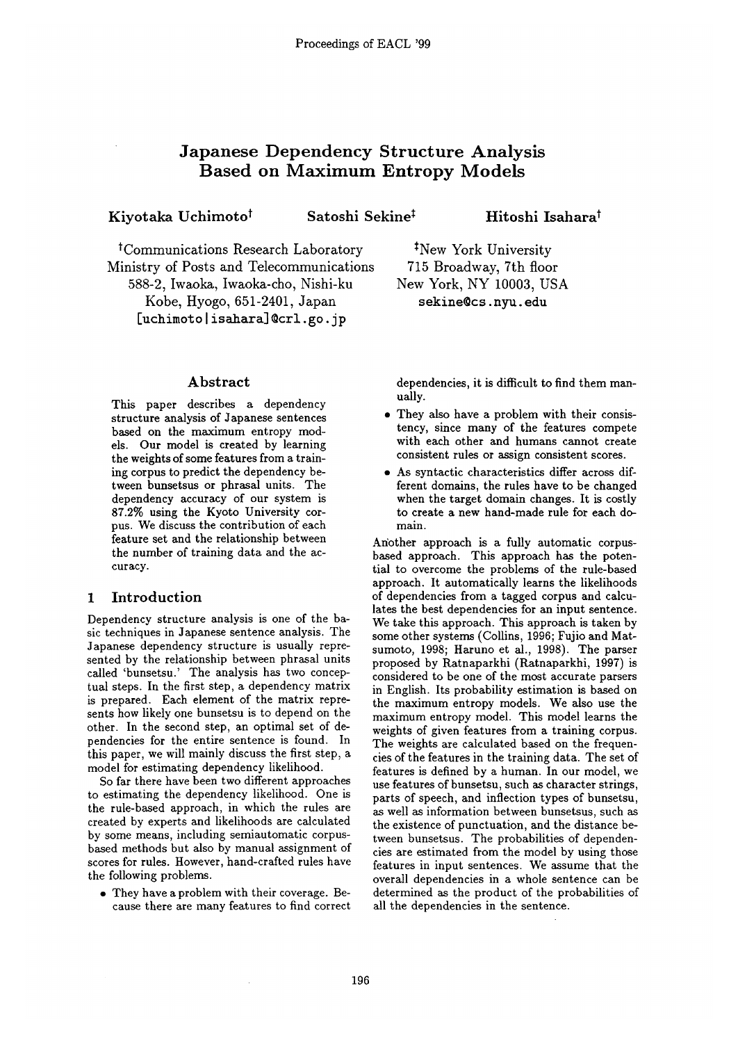# Japanese Dependency Structure Analysis Based on Maximum Entropy Models

**Kiyotaka Uchimoto**[†] **Satoshi Sekine**[‡] **Hitoshi Isahara**[†]

[†]Communications Research Laboratory
Ministry of Posts and Telecommunications
588-2, Iwaoka, Iwaoka-cho, Nishi-ku
Kobe, Hyogo, 651-2401, Japan
[uchimoto|isahara]@crl.go.jp

[‡]New York University
715 Broadway, 7th floor
New York, NY 10003, USA
sekine@cs.nyu.edu

## Abstract

This paper describes a dependency structure analysis of Japanese sentences based on the maximum entropy models. Our model is created by learning the weights of some features from a training corpus to predict the dependency between bunsetsus or phrasal units. The dependency accuracy of our system is 87.2% using the Kyoto University corpus. We discuss the contribution of each feature set and the relationship between the number of training data and the accuracy.

## 1 Introduction

Dependency structure analysis is one of the basic techniques in Japanese sentence analysis. The Japanese dependency structure is usually represented by the relationship between phrasal units called 'bunsetsu.' The analysis has two conceptual steps. In the first step, a dependency matrix is prepared. Each element of the matrix represents how likely one bunsetsu is to depend on the other. In the second step, an optimal set of dependencies for the entire sentence is found. In this paper, we will mainly discuss the first step, a model for estimating dependency likelihood.

So far there have been two different approaches to estimating the dependency likelihood. One is the rule-based approach, in which the rules are created by experts and likelihoods are calculated by some means, including semiautomatic corpus-based methods but also by manual assignment of scores for rules. However, hand-crafted rules have the following problems.

- They have a problem with their coverage. Because there are many features to find correct dependencies, it is difficult to find them manually.
- They also have a problem with their consistency, since many of the features compete with each other and humans cannot create consistent rules or assign consistent scores.
- As syntactic characteristics differ across different domains, the rules have to be changed when the target domain changes. It is costly to create a new hand-made rule for each domain.

Another approach is a fully automatic corpus-based approach. This approach has the potential to overcome the problems of the rule-based approach. It automatically learns the likelihoods of dependencies from a tagged corpus and calculates the best dependencies for an input sentence. We take this approach. This approach is taken by some other systems (Collins, 1996; Fujio and Matsumoto, 1998; Haruno et al., 1998). The parser proposed by Ratnaparkhi (Ratnaparkhi, 1997) is considered to be one of the most accurate parsers in English. Its probability estimation is based on the maximum entropy models. We also use the maximum entropy model. This model learns the weights of given features from a training corpus. The weights are calculated based on the frequencies of the features in the training data. The set of features is defined by a human. In our model, we use features of bunsetsu, such as character strings, parts of speech, and inflection types of bunsetsu, as well as information between bunsetsus, such as the existence of punctuation, and the distance between bunsetsus. The probabilities of dependencies are estimated from the model by using those features in input sentences. We assume that the overall dependencies in a whole sentence can be determined as the product of the probabilities of all the dependencies in the sentence.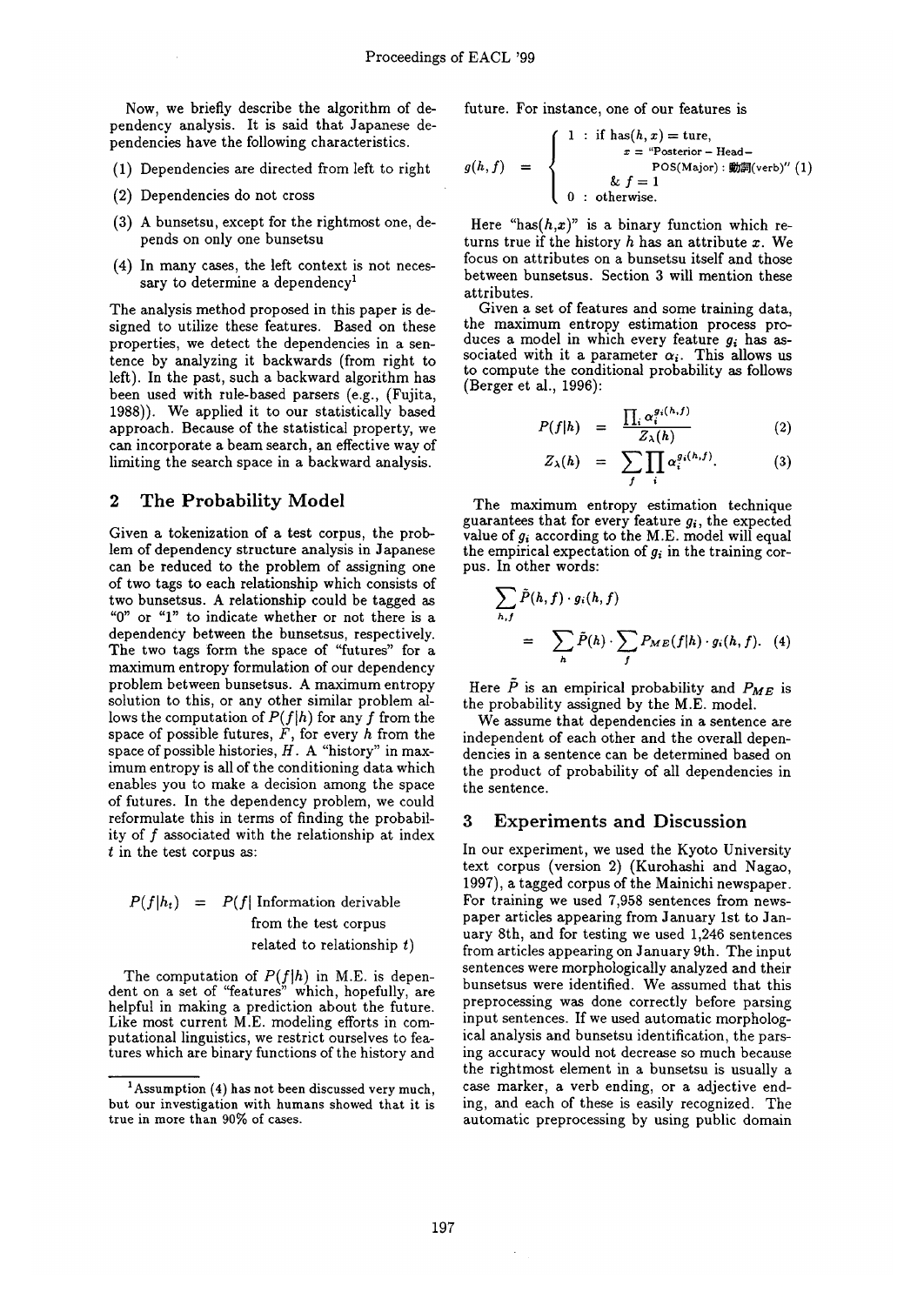Now, we briefly describe the algorithm of dependency analysis. It is said that Japanese dependencies have the following characteristics.

(1) Dependencies are directed from left to right

(2) Dependencies do not cross

(3) A bunsetsu, except for the rightmost one, depends on only one bunsetsu

(4) In many cases, the left context is not necessary to determine a dependency[1]

The analysis method proposed in this paper is designed to utilize these features. Based on these properties, we detect the dependencies in a sentence by analyzing it backwards (from right to left). In the past, such a backward algorithm has been used with rule-based parsers (e.g., (Fujita, 1988)). We applied it to our statistically based approach. Because of the statistical property, we can incorporate a beam search, an effective way of limiting the search space in a backward analysis.

## 2 The Probability Model

Given a tokenization of a test corpus, the problem of dependency structure analysis in Japanese can be reduced to the problem of assigning one of two tags to each relationship which consists of two bunsetsus. A relationship could be tagged as "0" or "1" to indicate whether or not there is a dependency between the bunsetsus, respectively. The two tags form the space of "futures" for a maximum entropy formulation of our dependency problem between bunsetsus. A maximum entropy solution to this, or any other similar problem allows the computation of $P(f|h)$ for any $f$ from the space of possible futures, $F$, for every $h$ from the space of possible histories, $H$. A "history" in maximum entropy is all of the conditioning data which enables you to make a decision among the space of futures. In the dependency problem, we could reformulate this in terms of finding the probability of $f$ associated with the relationship at index $t$ in the test corpus as:

$$P(f|h_t) = P(f| \text{ Information derivable from the test corpus related to relationship } t)$$

The computation of $P(f|h)$ in M.E. is dependent on a set of "features" which, hopefully, are helpful in making a prediction about the future. Like most current M.E. modeling efforts in computational linguistics, we restrict ourselves to features which are binary functions of the history and future. For instance, one of our features is

$$g(h,f) = \begin{cases} 1 : & \text{if has}(h,x) = \text{ture}, \\ & x = \text{"Posterior - Head - POS(Major) : 動詞(verb)"} \\ & \& \ f = 1 \\ 0 : & \text{otherwise.} \end{cases} \quad (1)$$

Here "has($h$,$x$)" is a binary function which returns true if the history $h$ has an attribute $x$. We focus on attributes on a bunsetsu itself and those between bunsetsus. Section 3 will mention these attributes.

Given a set of features and some training data, the maximum entropy estimation process produces a model in which every feature $g_i$ has associated with it a parameter $\alpha_i$. This allows us to compute the conditional probability as follows (Berger et al., 1996):

$$P(f|h) = \frac{\prod_i \alpha_i^{g_i(h,f)}}{Z_\lambda(h)} \quad (2)$$

$$Z_\lambda(h) = \sum_f \prod_i \alpha_i^{g_i(h,f)}. \quad (3)$$

The maximum entropy estimation technique guarantees that for every feature $g_i$, the expected value of $g_i$ according to the M.E. model will equal the empirical expectation of $g_i$ in the training corpus. In other words:

$$\sum_{h,f} \tilde{P}(h,f) \cdot g_i(h,f) = \sum_h \tilde{P}(h) \cdot \sum_f P_{ME}(f|h) \cdot g_i(h,f). \quad (4)$$

Here $\tilde{P}$ is an empirical probability and $P_{ME}$ is the probability assigned by the M.E. model.

We assume that dependencies in a sentence are independent of each other and the overall dependencies in a sentence can be determined based on the product of probability of all dependencies in the sentence.

## 3 Experiments and Discussion

In our experiment, we used the Kyoto University text corpus (version 2) (Kurohashi and Nagao, 1997), a tagged corpus of the Mainichi newspaper. For training we used 7,958 sentences from newspaper articles appearing from January 1st to January 8th, and for testing we used 1,246 sentences from articles appearing on January 9th. The input sentences were morphologically analyzed and their bunsetsus were identified. We assumed that this preprocessing was done correctly before parsing input sentences. If we used automatic morphological analysis and bunsetsu identification, the parsing accuracy would not decrease so much because the rightmost element in a bunsetsu is usually a case marker, a verb ending, or a adjective ending, and each of these is easily recognized. The automatic preprocessing by using public domain

[1] Assumption (4) has not been discussed very much, but our investigation with humans showed that it is true in more than 90% of cases.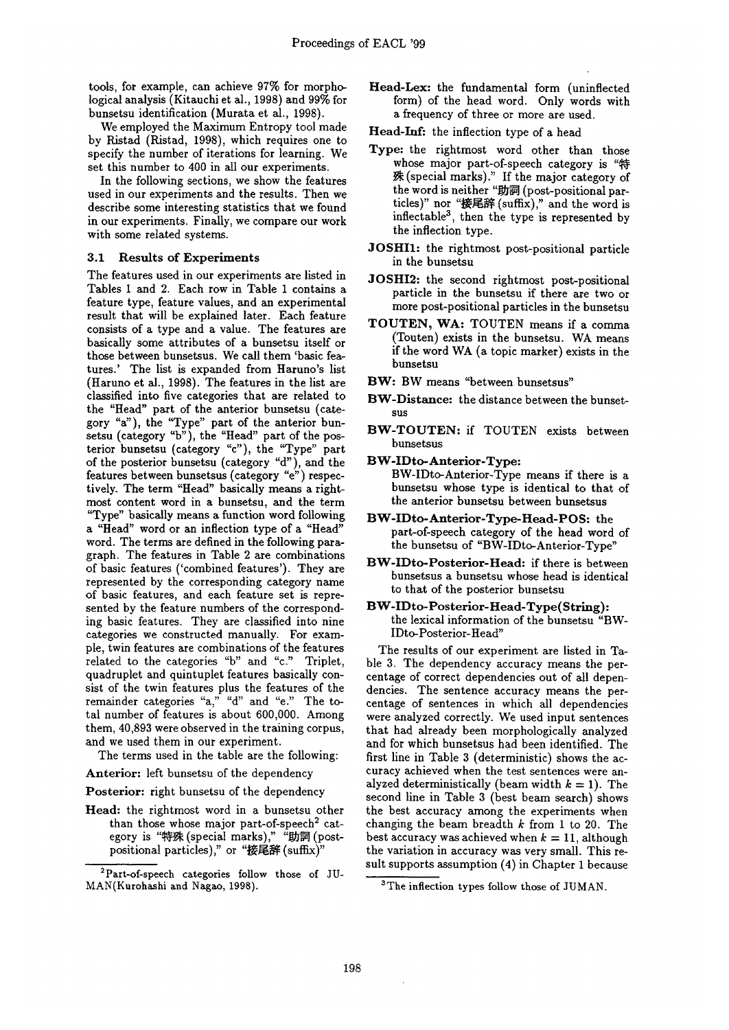tools, for example, can achieve 97% for morphological analysis (Kitauchi et al., 1998) and 99% for bunsetsu identification (Murata et al., 1998).

We employed the Maximum Entropy tool made by Ristad (Ristad, 1998), which requires one to specify the number of iterations for learning. We set this number to 400 in all our experiments.

In the following sections, we show the features used in our experiments and the results. Then we describe some interesting statistics that we found in our experiments. Finally, we compare our work with some related systems.

### 3.1 Results of Experiments

The features used in our experiments are listed in Tables 1 and 2. Each row in Table 1 contains a feature type, feature values, and an experimental result that will be explained later. Each feature consists of a type and a value. The features are basically some attributes of a bunsetsu itself or those between bunsetsus. We call them 'basic features.' The list is expanded from Haruno's list (Haruno et al., 1998). The features in the list are classified into five categories that are related to the "Head" part of the anterior bunsetsu (category "a"), the "Type" part of the anterior bunsetsu (category "b"), the "Head" part of the posterior bunsetsu (category "c"), the "Type" part of the posterior bunsetsu (category "d"), and the features between bunsetsus (category "e") respectively. The term "Head" basically means a rightmost content word in a bunsetsu, and the term "Type" basically means a function word following a "Head" word or an inflection type of a "Head" word. The terms are defined in the following paragraph. The features in Table 2 are combinations of basic features ('combined features'). They are represented by the corresponding category name of basic features, and each feature set is represented by the feature numbers of the corresponding basic features. They are classified into nine categories we constructed manually. For example, twin features are combinations of the features related to the categories "b" and "c." Triplet, quadruplet and quintuplet features basically consist of the twin features plus the features of the remainder categories "a," "d" and "e." The total number of features is about 600,000. Among them, 40,893 were observed in the training corpus, and we used them in our experiment.

The terms used in the table are the following:

**Anterior:** left bunsetsu of the dependency

**Posterior:** right bunsetsu of the dependency

**Head:** the rightmost word in a bunsetsu other than those whose major part-of-speech[2] category is "特殊 (special marks)," "助詞 (post-positional particles)," or "接尾辞 (suffix)"

**Head-Lex:** the fundamental form (uninflected form) of the head word. Only words with a frequency of three or more are used.

**Head-Inf:** the inflection type of a head

**Type:** the rightmost word other than those whose major part-of-speech category is "特殊 (special marks)." If the major category of the word is neither "助詞 (post-positional particles)" nor "接尾辞 (suffix)," and the word is inflectable[3], then the type is represented by the inflection type.

**JOSHI1:** the rightmost post-positional particle in the bunsetsu

**JOSHI2:** the second rightmost post-positional particle in the bunsetsu if there are two or more post-positional particles in the bunsetsu

**TOUTEN, WA:** TOUTEN means if a comma (Touten) exists in the bunsetsu. WA means if the word WA (a topic marker) exists in the bunsetsu

**BW:** BW means "between bunsetsus"

**BW-Distance:** the distance between the bunsetsus

**BW-TOUTEN:** if TOUTEN exists between bunsetsus

**BW-IDto-Anterior-Type:** BW-IDto-Anterior-Type means if there is a bunsetsu whose type is identical to that of the anterior bunsetsu between bunsetsus

**BW-IDto-Anterior-Type-Head-POS:** the part-of-speech category of the head word of the bunsetsu of "BW-IDto-Anterior-Type"

**BW-IDto-Posterior-Head:** if there is between bunsetsus a bunsetsu whose head is identical to that of the posterior bunsetsu

**BW-IDto-Posterior-Head-Type(String):** the lexical information of the bunsetsu "BW-IDto-Posterior-Head"

The results of our experiment are listed in Table 3. The dependency accuracy means the percentage of correct dependencies out of all dependencies. The sentence accuracy means the percentage of sentences in which all dependencies were analyzed correctly. We used input sentences that had already been morphologically analyzed and for which bunsetsus had been identified. The first line in Table 3 (deterministic) shows the accuracy achieved when the test sentences were analyzed deterministically (beam width $k = 1$). The second line in Table 3 (best beam search) shows the best accuracy among the experiments when changing the beam breadth $k$ from 1 to 20. The best accuracy was achieved when $k = 11$, although the variation in accuracy was very small. This result supports assumption (4) in Chapter 1 because

[2] Part-of-speech categories follow those of JUMAN(Kurohashi and Nagao, 1998).

[3] The inflection types follow those of JUMAN.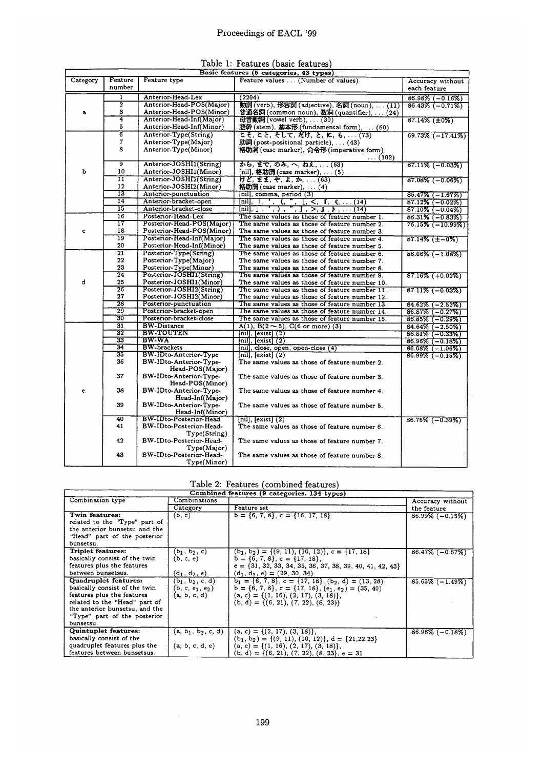Table 1: Features (basic features)

| Basic features (5 categories, 43 types) | | | | |
|---|---|---|---|---|
| Category | Feature number | Feature type | Feature values ... (Number of values) | Accuracy without each feature |
| a | 1 | Anterior-Head-Lex | (2204) | 86.98% (−0.16%) |
| | 2 | Anterior-Head-POS(Major) | 動詞 (verb), 形容詞 (adjective), 名詞 (noun), ... (11) | 86.43% (−0.71%) |
| | 3 | Anterior-Head-POS(Minor) | 普通名詞 (common noun), 数詞 (quantifier), ... (24) | |
| | 4 | Anterior-Head-Inf(Major) | 母音動詞 (vowel verb), ... (30) | 87.14% (±0%) |
| | 5 | Anterior-Head-Inf(Minor) | 語幹 (stem), 基本形 (fundamental form), ... (60) | |
| b | 6 | Anterior-Type(String) | こそ, こと, そして, だけ, と, に, も, ... (73) | 69.73% (−17.41%) |
| | 7 | Anterior-Type(Major) | 助詞 (post-positional particle), ... (43) | |
| | 8 | Anterior-Type(Minor) | 格助詞 (case marker), 命令形 (imperative form) ... (102) | |
| | 9 | Anterior-JOSHI1(String) | から, まで, のみ, へ, ねえ, ... (63) | 87.11% (−0.03%) |
| | 10 | Anterior-JOSHI1(Minor) | [nil], 格助詞 (case marker), ... (5) | |
| | 11 | Anterior-JOSHI2(String) | けど, まま, や, よ, か, ... (63) | 87.08% (−0.06%) |
| | 12 | Anterior-JOSHI2(Minor) | 格助詞 (case marker), ... (4) | |
| | 13 | Anterior-punctuation | [nil], comma, period (3) | 85.47% (−1.67%) |
| | 14 | Anterior-bracket-open | [nil], 「, ', (, ", [, <, 『, 《, ... (14) | 87.12% (−0.02%) |
| | 15 | Anterior-bracket-close | [nil], 」, ', ), ", ], >, 』, 》, ... (14) | 87.10% (−0.04%) |
| c | 16 | Posterior-Head-Lex | The same values as those of feature number 1. | 86.31% (−0.83%) |
| | 17 | Posterior-Head-POS(Major) | The same values as those of feature number 2. | 76.15% (−10.99%) |
| | 18 | Posterior-Head-POS(Minor) | The same values as those of feature number 3. | |
| | 19 | Posterior-Head-Inf(Major) | The same values as those of feature number 4. | 87.14% (±−0%) |
| | 20 | Posterior-Head-Inf(Minor) | The same values as those of feature number 5. | |
| d | 21 | Posterior-Type(String) | The same values as those of feature number 6. | 86.06% (−1.08%) |
| | 22 | Posterior-Type(Major) | The same values as those of feature number 7. | |
| | 23 | Posterior-Type(Minor) | The same values as those of feature number 8. | |
| | 24 | Posterior-JOSHI1(String) | The same values as those of feature number 9. | 87.16% (+0.02%) |
| | 25 | Posterior-JOSHI1(Minor) | The same values as those of feature number 10. | |
| | 26 | Posterior-JOSHI2(String) | The same values as those of feature number 11. | 87.11% (−0.03%) |
| | 27 | Posterior-JOSHI2(Minor) | The same values as those of feature number 12. | |
| | 28 | Posterior-punctuation | The same values as those of feature number 13. | 84.62% (−2.52%) |
| | 29 | Posterior-bracket-open | The same values as those of feature number 14. | 86.87% (−0.27%) |
| | 30 | Posterior-bracket-close | The same values as those of feature number 15. | 86.85% (−0.29%) |
| e | 31 | BW-Distance | A(1), B(2 ∼ 5), C(6 or more) (3) | 84.64% (−2.50%) |
| | 32 | BW-TOUTEN | [nil], [exist] (2) | 86.81% (−0.33%) |
| | 33 | BW-WA | [nil], [exist] (2) | 86.96% (−0.18%) |
| | 34 | BW-brackets | [nil], close, open, open-close (4) | 86.08% (−1.06%) |
| | 35 | BW-IDto-Anterior-Type | [nil], [exist] (2) | 86.99% (−0.15%) |
| | 36 | BW-IDto-Anterior-Type-Head-POS(Major) | The same values as those of feature number 2. | |
| | 37 | BW-IDto-Anterior-Type-Head-POS(Minor) | The same values as those of feature number 3. | |
| | 38 | BW-IDto-Anterior-Type-Head-Inf(Major) | The same values as those of feature number 4. | |
| | 39 | BW-IDto-Anterior-Type-Head-Inf(Minor) | The same values as those of feature number 5. | |
| | 40 | BW-IDto-Posterior-Head | [nil], [exist] (2) | 86.75% (−0.39%) |
| | 41 | BW-IDto-Posterior-Head-Type(String) | The same values as those of feature number 6. | |
| | 42 | BW-IDto-Posterior-Head-Type(Major) | The same values as those of feature number 7. | |
| | 43 | BW-IDto-Posterior-Head-Type(Minor) | The same values as those of feature number 8. | |

Table 2: Features (combined features)

| Combined features (9 categories, 134 types) | | | |
|---|---|---|---|
| Combination type | Combinations | | Accuracy without the feature |
| | Category | Feature set | |
| **Twin features:** related to the "Type" part of the anterior bunsetsu and the "Head" part of the posterior bunsetsu. | (b, c) | b = {6, 7, 8}, c = {16, 17, 18} | 86.99% (−0.15%) |
| **Triplet features:** basically consist of the twin features plus the features between bunsetsus. | $(b_1, b_2, c)$<br>(b, c, e)<br><br>$(d_1, d_2, e)$ | $(b_1, b_2)$ = {(9, 11), (10, 12)}, c = {17, 18}<br>b = {6, 7, 8}, c = {17, 18},<br>e = {31, 32, 33, 34, 35, 36, 37, 38, 39, 40, 41, 42, 43}<br>$(d_1, d_1, e)$ = (29, 30, 34) | 86.47% (−0.67%) |
| **Quadruplet features:** basically consist of the twin features plus the features related to the "Head" part of the anterior bunsetsu, and the "Type" part of the posterior bunsetsu. | $(b_1, b_2, c, d)$<br>$(b, c, e_1, e_2)$<br>(a, b, c, d) | $b_1$ = {6, 7, 8}, c = {17, 18}, $(b_2, d)$ = (13, 28)<br>b = {6, 7, 8}, c = {17, 18}, $(e_1, e_2)$ = (35, 40)<br>(a, c) = {(1, 16), (2, 17), (3, 18)},<br>(b, d) = {(6, 21), (7, 22), (8, 23)} | 85.65% (−1.49%) |
| **Quintuplet features:** basically consist of the quadruplet features plus the features between bunsetsus. | $(a, b_1, b_2, c, d)$<br><br>(a, b, c, d, e) | (a, c) = {(2, 17), (3, 18)},<br>$(b_1, b_2)$ = {(9, 11), (10, 12)}, d = {21,22,23}<br>(a, c) = {(1, 16), (2, 17), (3, 18)},<br>(b, d) = {(6, 21), (7, 22), (8, 23)}, e = 31 | 86.96% (−0.18%) |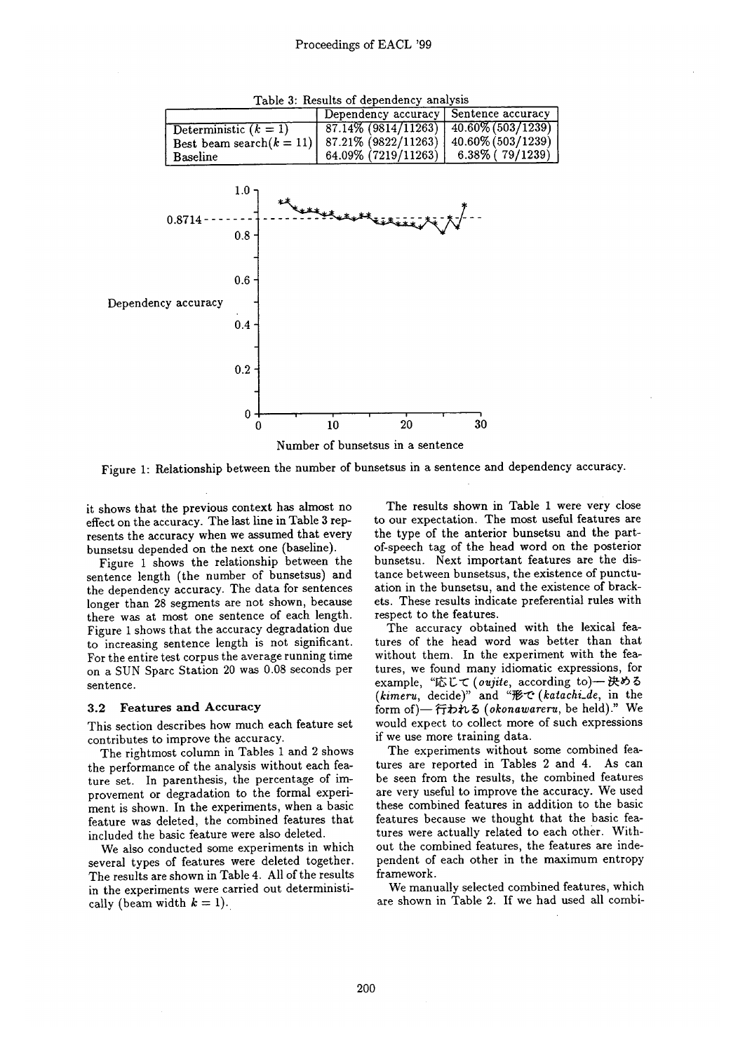Table 3: Results of dependency analysis

| | Dependency accuracy | Sentence accuracy |
|---|---|---|
| Deterministic ($k = 1$) | 87.14% (9814/11263) | 40.60% (503/1239) |
| Best beam search($k = 11$) | 87.21% (9822/11263) | 40.60% (503/1239) |
| Baseline | 64.09% (7219/11263) | 6.38% ( 79/1239) |

Figure 1: Relationship between the number of bunsetsus in a sentence and dependency accuracy.

it shows that the previous context has almost no effect on the accuracy. The last line in Table 3 represents the accuracy when we assumed that every bunsetsu depended on the next one (baseline).

Figure 1 shows the relationship between the sentence length (the number of bunsetsus) and the dependency accuracy. The data for sentences longer than 28 segments are not shown, because there was at most one sentence of each length. Figure 1 shows that the accuracy degradation due to increasing sentence length is not significant. For the entire test corpus the average running time on a SUN Sparc Station 20 was 0.08 seconds per sentence.

### 3.2 Features and Accuracy

This section describes how much each feature set contributes to improve the accuracy.

The rightmost column in Tables 1 and 2 shows the performance of the analysis without each feature set. In parenthesis, the percentage of improvement or degradation to the formal experiment is shown. In the experiments, when a basic feature was deleted, the combined features that included the basic feature were also deleted.

We also conducted some experiments in which several types of features were deleted together. The results are shown in Table 4. All of the results in the experiments were carried out deterministically (beam width $k = 1$).

The results shown in Table 1 were very close to our expectation. The most useful features are the type of the anterior bunsetsu and the part-of-speech tag of the head word on the posterior bunsetsu. Next important features are the distance between bunsetsus, the existence of punctuation in the bunsetsu, and the existence of brackets. These results indicate preferential rules with respect to the features.

The accuracy obtained with the lexical features of the head word was better than that without them. In the experiment with the features, we found many idiomatic expressions, for example, "応じて (*oujite*, according to)— 決める (*kimeru*, decide)" and "形で (*katachi_de*, in the form of)— 行われる (*okonawareru*, be held)." We would expect to collect more of such expressions if we use more training data.

The experiments without some combined features are reported in Tables 2 and 4. As can be seen from the results, the combined features are very useful to improve the accuracy. We used these combined features in addition to the basic features because we thought that the basic features were actually related to each other. Without the combined features, the features are independent of each other in the maximum entropy framework.

We manually selected combined features, which are shown in Table 2. If we had used all combi-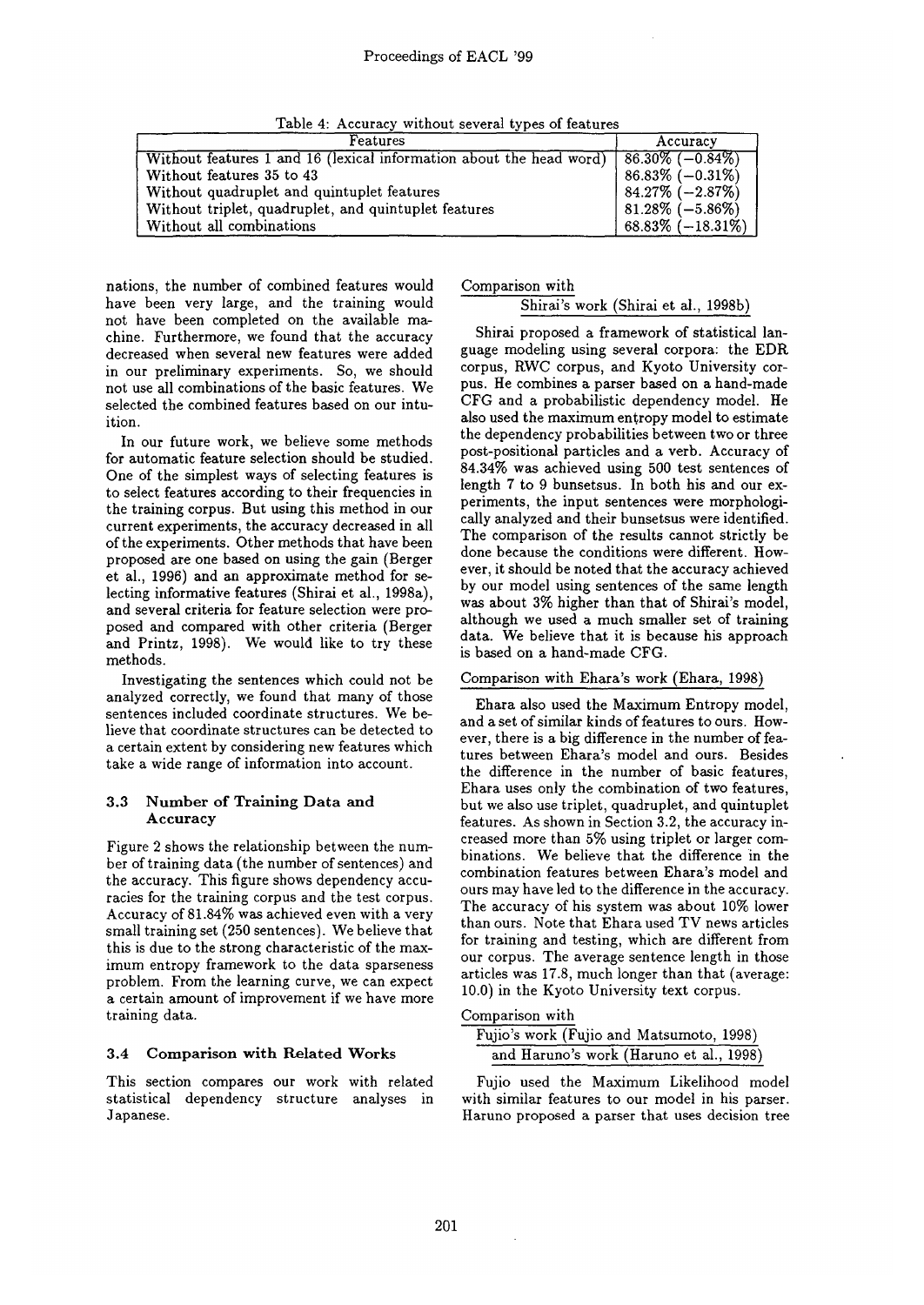Table 4: Accuracy without several types of features

| Features | Accuracy |
|---|---|
| Without features 1 and 16 (lexical information about the head word) | 86.30% (−0.84%) |
| Without features 35 to 43 | 86.83% (−0.31%) |
| Without quadruplet and quintuplet features | 84.27% (−2.87%) |
| Without triplet, quadruplet, and quintuplet features | 81.28% (−5.86%) |
| Without all combinations | 68.83% (−18.31%) |

nations, the number of combined features would have been very large, and the training would not have been completed on the available machine. Furthermore, we found that the accuracy decreased when several new features were added in our preliminary experiments. So, we should not use all combinations of the basic features. We selected the combined features based on our intuition.

In our future work, we believe some methods for automatic feature selection should be studied. One of the simplest ways of selecting features is to select features according to their frequencies in the training corpus. But using this method in our current experiments, the accuracy decreased in all of the experiments. Other methods that have been proposed are one based on using the gain (Berger et al., 1996) and an approximate method for selecting informative features (Shirai et al., 1998a), and several criteria for feature selection were proposed and compared with other criteria (Berger and Printz, 1998). We would like to try these methods.

Investigating the sentences which could not be analyzed correctly, we found that many of those sentences included coordinate structures. We believe that coordinate structures can be detected to a certain extent by considering new features which take a wide range of information into account.

### 3.3 Number of Training Data and Accuracy

Figure 2 shows the relationship between the number of training data (the number of sentences) and the accuracy. This figure shows dependency accuracies for the training corpus and the test corpus. Accuracy of 81.84% was achieved even with a very small training set (250 sentences). We believe that this is due to the strong characteristic of the maximum entropy framework to the data sparseness problem. From the learning curve, we can expect a certain amount of improvement if we have more training data.

### 3.4 Comparison with Related Works

This section compares our work with related statistical dependency structure analyses in Japanese.

Comparison with Shirai's work (Shirai et al., 1998b)

Shirai proposed a framework of statistical language modeling using several corpora: the EDR corpus, RWC corpus, and Kyoto University corpus. He combines a parser based on a hand-made CFG and a probabilistic dependency model. He also used the maximum entropy model to estimate the dependency probabilities between two or three post-positional particles and a verb. Accuracy of 84.34% was achieved using 500 test sentences of length 7 to 9 bunsetsus. In both his and our experiments, the input sentences were morphologically analyzed and their bunsetsus were identified. The comparison of the results cannot strictly be done because the conditions were different. However, it should be noted that the accuracy achieved by our model using sentences of the same length was about 3% higher than that of Shirai's model, although we used a much smaller set of training data. We believe that it is because his approach is based on a hand-made CFG.

Comparison with Ehara's work (Ehara, 1998)

Ehara also used the Maximum Entropy model, and a set of similar kinds of features to ours. However, there is a big difference in the number of features between Ehara's model and ours. Besides the difference in the number of basic features, Ehara uses only the combination of two features, but we also use triplet, quadruplet, and quintuplet features. As shown in Section 3.2, the accuracy increased more than 5% using triplet or larger combinations. We believe that the difference in the combination features between Ehara's model and ours may have led to the difference in the accuracy. The accuracy of his system was about 10% lower than ours. Note that Ehara used TV news articles for training and testing, which are different from our corpus. The average sentence length in those articles was 17.8, much longer than that (average: 10.0) in the Kyoto University text corpus.

Comparison with Fujio's work (Fujio and Matsumoto, 1998) and Haruno's work (Haruno et al., 1998)

Fujio used the Maximum Likelihood model with similar features to our model in his parser. Haruno proposed a parser that uses decision tree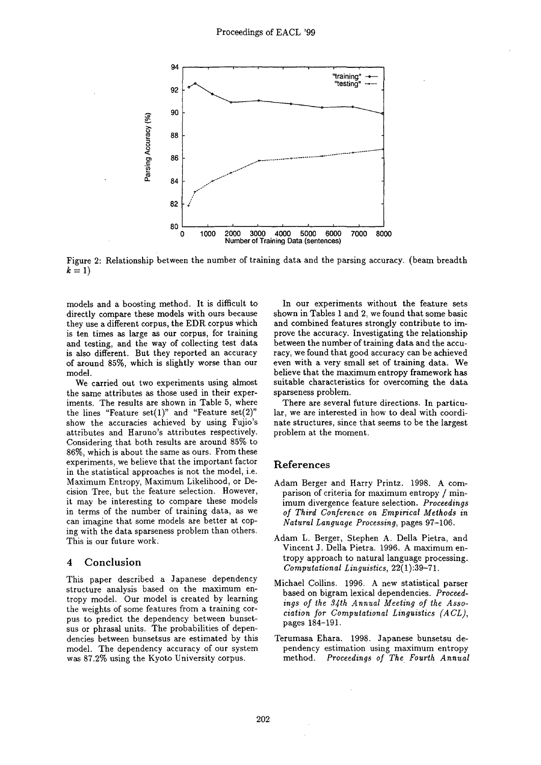Figure 2: Relationship between the number of training data and the parsing accuracy. (beam breadth $k = 1$)

models and a boosting method. It is difficult to directly compare these models with ours because they use a different corpus, the EDR corpus which is ten times as large as our corpus, for training and testing, and the way of collecting test data is also different. But they reported an accuracy of around 85%, which is slightly worse than our model.

We carried out two experiments using almost the same attributes as those used in their experiments. The results are shown in Table 5, where the lines "Feature set(1)" and "Feature set(2)" show the accuracies achieved by using Fujio's attributes and Haruno's attributes respectively. Considering that both results are around 85% to 86%, which is about the same as ours. From these experiments, we believe that the important factor in the statistical approaches is not the model, i.e. Maximum Entropy, Maximum Likelihood, or Decision Tree, but the feature selection. However, it may be interesting to compare these models in terms of the number of training data, as we can imagine that some models are better at coping with the data sparseness problem than others. This is our future work.

## 4 Conclusion

This paper described a Japanese dependency structure analysis based on the maximum entropy model. Our model is created by learning the weights of some features from a training corpus to predict the dependency between bunsetsus or phrasal units. The probabilities of dependencies between bunsetsus are estimated by this model. The dependency accuracy of our system was 87.2% using the Kyoto University corpus.

In our experiments without the feature sets shown in Tables 1 and 2, we found that some basic and combined features strongly contribute to improve the accuracy. Investigating the relationship between the number of training data and the accuracy, we found that good accuracy can be achieved even with a very small set of training data. We believe that the maximum entropy framework has suitable characteristics for overcoming the data sparseness problem.

There are several future directions. In particular, we are interested in how to deal with coordinate structures, since that seems to be the largest problem at the moment.

## References

Adam Berger and Harry Printz. 1998. A comparison of criteria for maximum entropy / minimum divergence feature selection. *Proceedings of Third Conference on Empirical Methods in Natural Language Processing*, pages 97–106.

Adam L. Berger, Stephen A. Della Pietra, and Vincent J. Della Pietra. 1996. A maximum entropy approach to natural language processing. *Computational Linguistics*, 22(1):39–71.

Michael Collins. 1996. A new statistical parser based on bigram lexical dependencies. *Proceedings of the 34th Annual Meeting of the Association for Computational Linguistics (ACL)*, pages 184–191.

Terumasa Ehara. 1998. Japanese bunsetsu dependency estimation using maximum entropy method. *Proceedings of The Fourth Annual*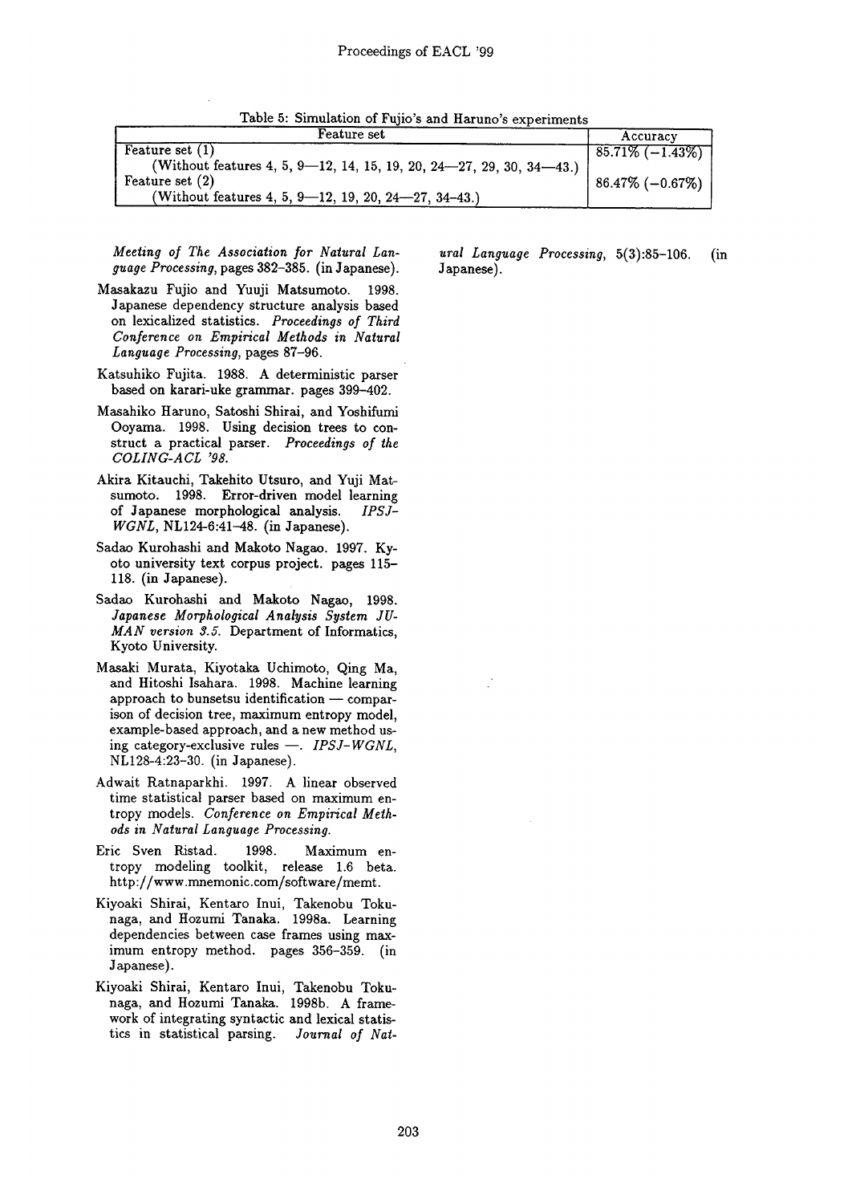Table 5: Simulation of Fujio's and Haruno's experiments

| Feature set | Accuracy |
| --- | --- |
| Feature set (1) (Without features 4, 5, 9—12, 14, 15, 19, 20, 24—27, 29, 30, 34—43.) | 85.71% (−1.43%) |
| Feature set (2) (Without features 4, 5, 9—12, 19, 20, 24—27, 34–43.) | 86.47% (−0.67%) |

*Meeting of The Association for Natural Language Processing*, pages 382–385. (in Japanese).

Masakazu Fujio and Yuuji Matsumoto. 1998. Japanese dependency structure analysis based on lexicalized statistics. *Proceedings of Third Conference on Empirical Methods in Natural Language Processing*, pages 87–96.

Katsuhiko Fujita. 1988. A deterministic parser based on karari-uke grammar. pages 399–402.

Masahiko Haruno, Satoshi Shirai, and Yoshifumi Ooyama. 1998. Using decision trees to construct a practical parser. *Proceedings of the COLING-ACL '98.*

Akira Kitauchi, Takehito Utsuro, and Yuji Matsumoto. 1998. Error-driven model learning of Japanese morphological analysis. *IPSJ-WGNL*, NL124-6:41–48. (in Japanese).

Sadao Kurohashi and Makoto Nagao. 1997. Kyoto university text corpus project. pages 115–118. (in Japanese).

Sadao Kurohashi and Makoto Nagao, 1998. *Japanese Morphological Analysis System JUMAN version 3.5.* Department of Informatics, Kyoto University.

Masaki Murata, Kiyotaka Uchimoto, Qing Ma, and Hitoshi Isahara. 1998. Machine learning approach to bunsetsu identification — comparison of decision tree, maximum entropy model, example-based approach, and a new method using category-exclusive rules —. *IPSJ-WGNL*, NL128-4:23–30. (in Japanese).

Adwait Ratnaparkhi. 1997. A linear observed time statistical parser based on maximum entropy models. *Conference on Empirical Methods in Natural Language Processing.*

Eric Sven Ristad. 1998. Maximum entropy modeling toolkit, release 1.6 beta. http://www.mnemonic.com/software/memt.

Kiyoaki Shirai, Kentaro Inui, Takenobu Tokunaga, and Hozumi Tanaka. 1998a. Learning dependencies between case frames using maximum entropy method. pages 356–359. (in Japanese).

Kiyoaki Shirai, Kentaro Inui, Takenobu Tokunaga, and Hozumi Tanaka. 1998b. A framework of integrating syntactic and lexical statistics in statistical parsing. *Journal of Natural Language Processing*, 5(3):85–106. (in Japanese).